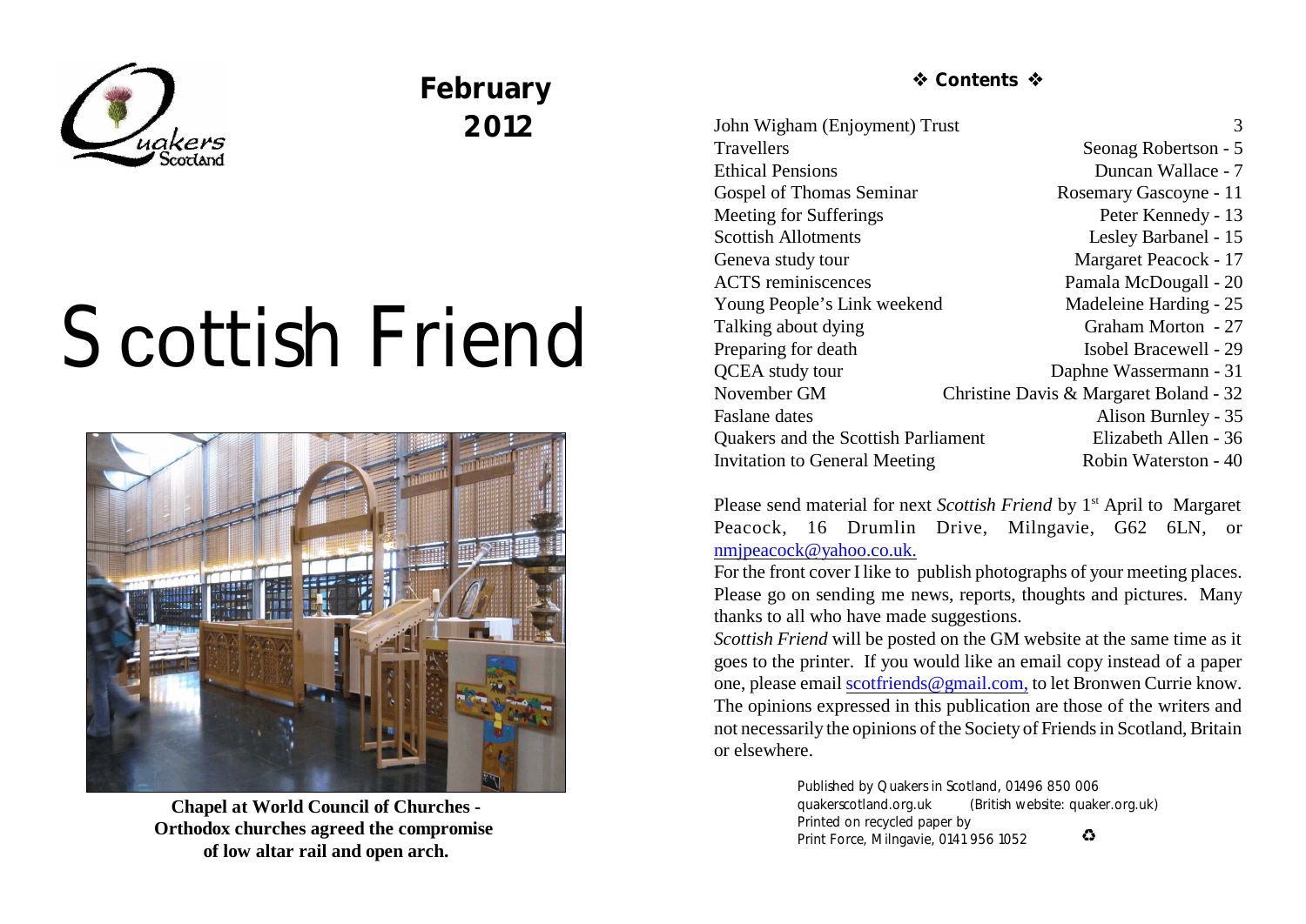February 2012

# Scottish Friend

**Chapel at World Council of Churches - Orthodox churches agreed the compromise of low altar rail and open arch.**

## ❖ Contents ❖

| | |
|---|---|
| John Wigham (Enjoyment) Trust | 3 |
| Travellers | Seonag Robertson - 5 |
| Ethical Pensions | Duncan Wallace - 7 |
| Gospel of Thomas Seminar | Rosemary Gascoyne - 11 |
| Meeting for Sufferings | Peter Kennedy - 13 |
| Scottish Allotments | Lesley Barbanel - 15 |
| Geneva study tour | Margaret Peacock - 17 |
| ACTS reminiscences | Pamala McDougall - 20 |
| Young People's Link weekend | Madeleine Harding - 25 |
| Talking about dying | Graham Morton - 27 |
| Preparing for death | Isobel Bracewell - 29 |
| QCEA study tour | Daphne Wassermann - 31 |
| November GM | Christine Davis & Margaret Boland - 32 |
| Faslane dates | Alison Burnley - 35 |
| Quakers and the Scottish Parliament | Elizabeth Allen - 36 |
| Invitation to General Meeting | Robin Waterston - 40 |

Please send material for next *Scottish Friend* by 1st April to Margaret Peacock, 16 Drumlin Drive, Milngavie, G62 6LN, or nmjpeacock@yahoo.co.uk.

For the front cover I like to publish photographs of your meeting places. Please go on sending me news, reports, thoughts and pictures. Many thanks to all who have made suggestions.

*Scottish Friend* will be posted on the GM website at the same time as it goes to the printer. If you would like an email copy instead of a paper one, please email scotfriends@gmail.com, to let Bronwen Currie know.

The opinions expressed in this publication are those of the writers and not necessarily the opinions of the Society of Friends in Scotland, Britain or elsewhere.

Published by Quakers in Scotland, 01496 850 006
quakerscotland.org.uk (British website: quaker.org.uk)
Printed on recycled paper by
Print Force, Milngavie, 0141 956 1052 ♻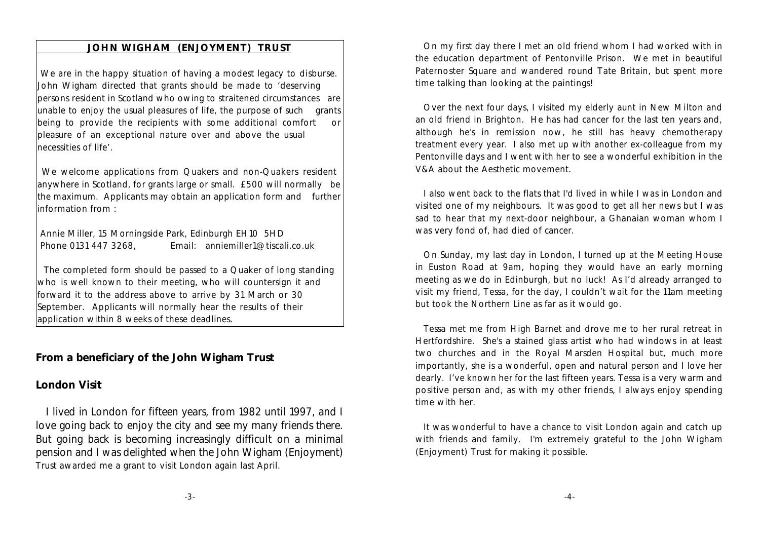## JOHN WIGHAM (ENJOYMENT) TRUST

We are in the happy situation of having a modest legacy to disburse. John Wigham directed that grants should be made to 'deserving persons resident in Scotland who owing to straitened circumstances are unable to enjoy the usual pleasures of life, the purpose of such grants being to provide the recipients with some additional comfort or pleasure of an exceptional nature over and above the usual necessities of life'.

We welcome applications from Quakers and non-Quakers resident anywhere in Scotland, for grants large or small. £500 will normally be the maximum. Applicants may obtain an application form and further information from :

Annie Miller, 15 Morningside Park, Edinburgh EH10 5HD
Phone 0131 447 3268, Email: anniemiller1@tiscali.co.uk

The completed form should be passed to a Quaker of long standing who is well known to their meeting, who will countersign it and forward it to the address above to arrive by 31 March or 30 September. Applicants will normally hear the results of their application within 8 weeks of these deadlines.

## From a beneficiary of the John Wigham Trust

### London Visit

I lived in London for fifteen years, from 1982 until 1997, and I love going back to enjoy the city and see my many friends there. But going back is becoming increasingly difficult on a minimal pension and I was delighted when the John Wigham (Enjoyment) Trust awarded me a grant to visit London again last April.

On my first day there I met an old friend whom I had worked with in the education department of Pentonville Prison. We met in beautiful Paternoster Square and wandered round Tate Britain, but spent more time talking than looking at the paintings!

Over the next four days, I visited my elderly aunt in New Milton and an old friend in Brighton. He has had cancer for the last ten years and, although he's in remission now, he still has heavy chemotherapy treatment every year. I also met up with another ex-colleague from my Pentonville days and I went with her to see a wonderful exhibition in the V&A about the Aesthetic movement.

I also went back to the flats that I'd lived in while I was in London and visited one of my neighbours. It was good to get all her news but I was sad to hear that my next-door neighbour, a Ghanaian woman whom I was very fond of, had died of cancer.

On Sunday, my last day in London, I turned up at the Meeting House in Euston Road at 9am, hoping they would have an early morning meeting as we do in Edinburgh, but no luck! As I'd already arranged to visit my friend, Tessa, for the day, I couldn't wait for the 11am meeting but took the Northern Line as far as it would go.

Tessa met me from High Barnet and drove me to her rural retreat in Hertfordshire. She's a stained glass artist who had windows in at least two churches and in the Royal Marsden Hospital but, much more importantly, she is a wonderful, open and natural person and I love her dearly. I've known her for the last fifteen years. Tessa is a very warm and positive person and, as with my other friends, I always enjoy spending time with her.

It was wonderful to have a chance to visit London again and catch up with friends and family. I'm extremely grateful to the John Wigham (Enjoyment) Trust for making it possible.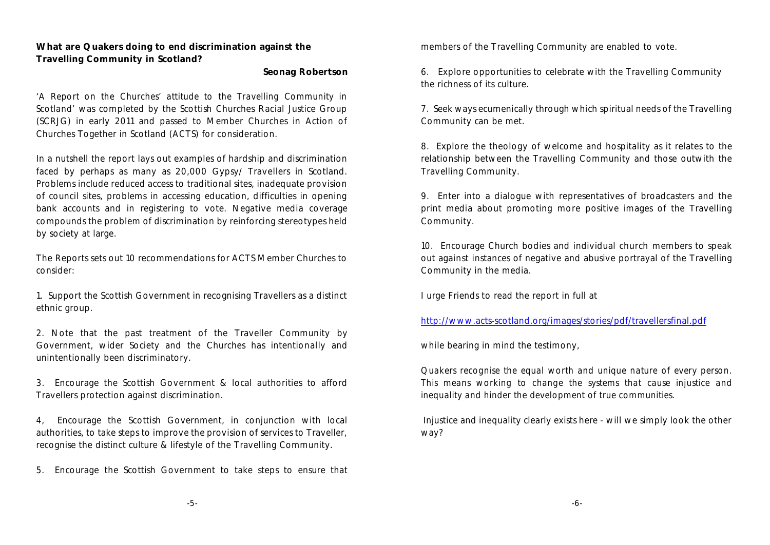**What are Quakers doing to end discrimination against the Travelling Community in Scotland?**

**Seonag Robertson**

'A Report on the Churches' attitude to the Travelling Community in Scotland' was completed by the Scottish Churches Racial Justice Group (SCRJG) in early 2011 and passed to Member Churches in Action of Churches Together in Scotland (ACTS) for consideration.

In a nutshell the report lays out examples of hardship and discrimination faced by perhaps as many as 20,000 Gypsy/ Travellers in Scotland. Problems include reduced access to traditional sites, inadequate provision of council sites, problems in accessing education, difficulties in opening bank accounts and in registering to vote. Negative media coverage compounds the problem of discrimination by reinforcing stereotypes held by society at large.

The Reports sets out 10 recommendations for ACTS Member Churches to consider:

1. Support the Scottish Government in recognising Travellers as a distinct ethnic group.

2. Note that the past treatment of the Traveller Community by Government, wider Society and the Churches has intentionally and unintentionally been discriminatory.

3. Encourage the Scottish Government & local authorities to afford Travellers protection against discrimination.

4, Encourage the Scottish Government, in conjunction with local authorities, to take steps to improve the provision of services to Traveller, recognise the distinct culture & lifestyle of the Travelling Community.

5. Encourage the Scottish Government to take steps to ensure that members of the Travelling Community are enabled to vote.

6. Explore opportunities to celebrate with the Travelling Community the richness of its culture.

7. Seek ways ecumenically through which spiritual needs of the Travelling Community can be met.

8. Explore the theology of welcome and hospitality as it relates to the relationship between the Travelling Community and those outwith the Travelling Community.

9. Enter into a dialogue with representatives of broadcasters and the print media about promoting more positive images of the Travelling Community.

10. Encourage Church bodies and individual church members to speak out against instances of negative and abusive portrayal of the Travelling Community in the media.

I urge Friends to read the report in full at

http://www.acts-scotland.org/images/stories/pdf/travellersfinal.pdf

while bearing in mind the testimony,

*Quakers recognise the equal worth and unique nature of every person. This means working to change the systems that cause injustice and inequality and hinder the development of true communities.*

Injustice and inequality clearly exists here - will we simply look the other way?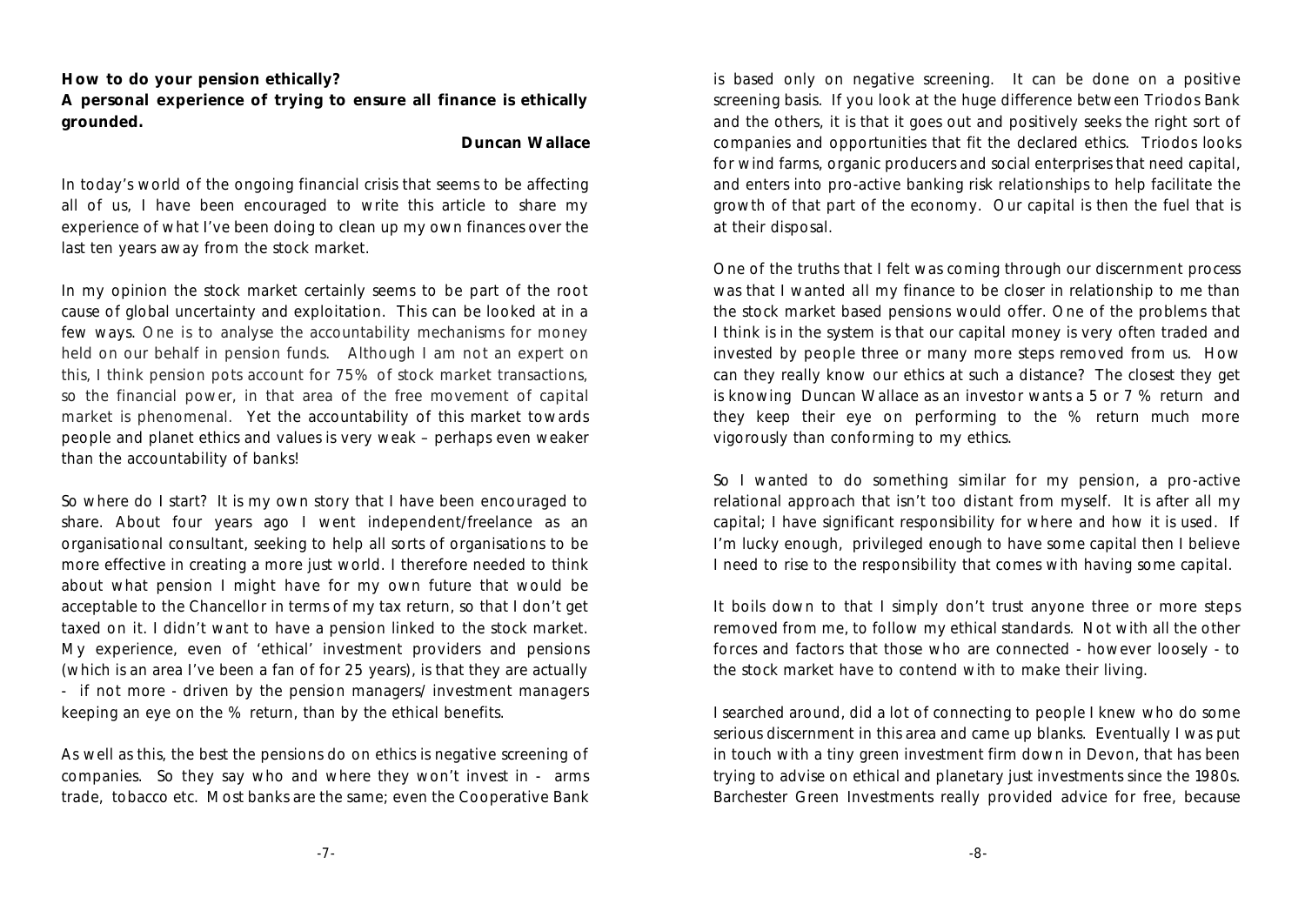**How to do your pension ethically?**
**A personal experience of trying to ensure all finance is ethically grounded.**

**Duncan Wallace**

In today's world of the ongoing financial crisis that seems to be affecting all of us, I have been encouraged to write this article to share my experience of what I've been doing to clean up my own finances over the last ten years away from the stock market.

In my opinion the stock market certainly seems to be part of the root cause of global uncertainty and exploitation. This can be looked at in a few ways. One is to analyse the accountability mechanisms for money held on our behalf in pension funds. Although I am not an expert on this, I think pension pots account for 75% of stock market transactions, so the financial power, in that area of the free movement of capital market is phenomenal. Yet the accountability of this market towards people and planet ethics and values is very weak – perhaps even weaker than the accountability of banks!

So where do I start? It is my own story that I have been encouraged to share. About four years ago I went independent/freelance as an organisational consultant, seeking to help all sorts of organisations to be more effective in creating a more just world. I therefore needed to think about what pension I might have for my own future that would be acceptable to the Chancellor in terms of my tax return, so that I don't get taxed on it. I didn't want to have a pension linked to the stock market. My experience, even of 'ethical' investment providers and pensions (which is an area I've been a fan of for 25 years), is that they are actually - if not more - driven by the pension managers/ investment managers keeping an eye on the % return, than by the ethical benefits.

As well as this, the best the pensions do on ethics is negative screening of companies. So they say who and where they won't invest in - arms trade, tobacco etc. Most banks are the same; even the Cooperative Bank is based only on negative screening. It can be done on a positive screening basis. If you look at the huge difference between Triodos Bank and the others, it is that it goes out and positively seeks the right sort of companies and opportunities that fit the declared ethics. Triodos looks for wind farms, organic producers and social enterprises that need capital, and enters into pro-active banking risk relationships to help facilitate the growth of that part of the economy. Our capital is then the fuel that is at their disposal.

One of the truths that I felt was coming through our discernment process was that I wanted all my finance to be closer in relationship to me than the stock market based pensions would offer. One of the problems that I think is in the system is that our capital money is very often traded and invested by people three or many more steps removed from us. How can they really know our ethics at such a distance? The closest they get is knowing Duncan Wallace as an investor wants a 5 or 7% return and they keep their eye on performing to the % return much more vigorously than conforming to my ethics.

So I wanted to do something similar for my pension, a pro-active relational approach that isn't too distant from myself. It is after all my capital; I have significant responsibility for where and how it is used. If I'm lucky enough, privileged enough to have some capital then I believe I need to rise to the responsibility that comes with having some capital.

It boils down to that I simply don't trust anyone three or more steps removed from me, to follow my ethical standards. Not with all the other forces and factors that those who are connected - however loosely - to the stock market have to contend with to make their living.

I searched around, did a lot of connecting to people I knew who do some serious discernment in this area and came up blanks. Eventually I was put in touch with a tiny green investment firm down in Devon, that has been trying to advise on ethical and planetary just investments since the 1980s. Barchester Green Investments really provided advice for free, because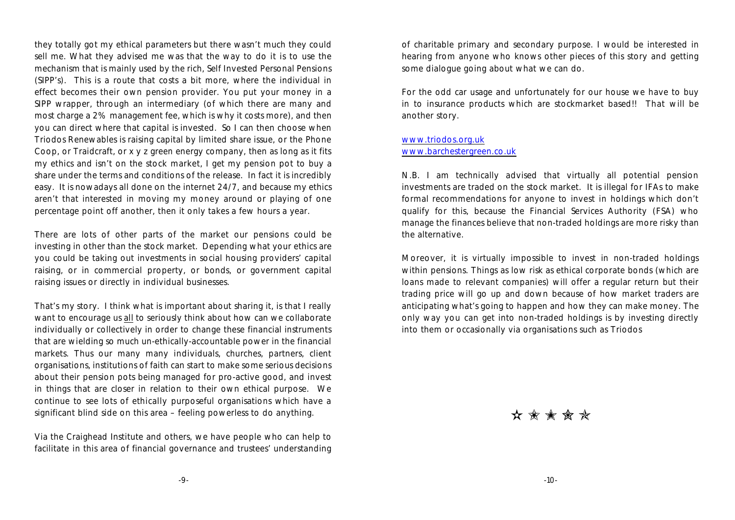they totally got my ethical parameters but there wasn't much they could sell me. What they advised me was that the way to do it is to use the mechanism that is mainly used by the rich, Self Invested Personal Pensions (SIPP's). This is a route that costs a bit more, where the individual in effect becomes their own pension provider. You put your money in a SIPP wrapper, through an intermediary (of which there are many and most charge a 2% management fee, which is why it costs more), and then you can direct where that capital is invested. So I can then choose when Triodos Renewables is raising capital by limited share issue, or the Phone Coop, or Traidcraft, or x y z green energy company, then as long as it fits my ethics and isn't on the stock market, I get my pension pot to buy a share under the terms and conditions of the release. In fact it is incredibly easy. It is nowadays all done on the internet 24/7, and because my ethics aren't that interested in moving my money around or playing of one percentage point off another, then it only takes a few hours a year.

There are lots of other parts of the market our pensions could be investing in other than the stock market. Depending what your ethics are you could be taking out investments in social housing providers' capital raising, or in commercial property, or bonds, or government capital raising issues or directly in individual businesses.

That's my story. I think what is important about sharing it, is that I really want to encourage us <u>all</u> to seriously think about how can we collaborate individually or collectively in order to change these financial instruments that are wielding so much un-ethically-accountable power in the financial markets. Thus our many many individuals, churches, partners, client organisations, institutions of faith can start to make some serious decisions about their pension pots being managed for pro-active good, and invest in things that are closer in relation to their own ethical purpose. We continue to see lots of ethically purposeful organisations which have a significant blind side on this area – feeling powerless to do anything.

Via the Craighead Institute and others, we have people who can help to facilitate in this area of financial governance and trustees' understanding of charitable primary and secondary purpose. I would be interested in hearing from anyone who knows other pieces of this story and getting some dialogue going about what we can do.

For the odd car usage and unfortunately for our house we have to buy in to insurance products which are stockmarket based!! That will be another story.

www.triodos.org.uk
www.barchestergreen.co.uk

N.B. I am technically advised that virtually all potential pension investments are traded on the stock market. It is illegal for IFAs to make formal recommendations for anyone to invest in holdings which don't qualify for this, because the Financial Services Authority (FSA) who manage the finances believe that non-traded holdings are more risky than the alternative.

Moreover, it is virtually impossible to invest in non-traded holdings within pensions. Things as low risk as ethical corporate bonds (which are loans made to relevant companies) will offer a regular return but their trading price will go up and down because of how market traders are anticipating what's going to happen and how they can make money. The only way you can get into non-traded holdings is by investing directly into them or occasionally via organisations such as Triodos

☆ ☆ ☆ ☆ ☆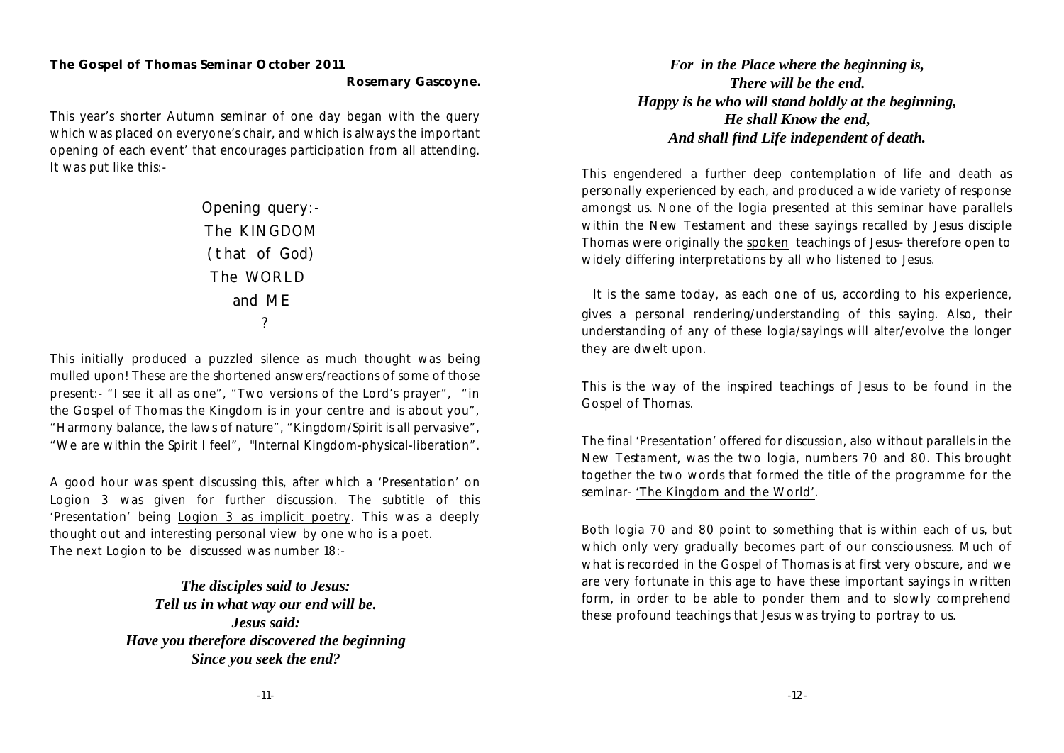**The Gospel of Thomas Seminar October 2011**

**Rosemary Gascoyne.**

This year's shorter Autumn seminar of one day began with the query which was placed on everyone's chair, and which is always the important opening of each event' that encourages participation from all attending. It was put like this:-

> Opening query:-
> The KINGDOM
> (that of God)
> The WORLD
> and ME
> ?

This initially produced a puzzled silence as much thought was being mulled upon! These are the shortened answers/reactions of some of those present:- "I see it all as one", "Two versions of the Lord's prayer", "in the Gospel of Thomas the Kingdom is in your centre and is about you", "Harmony balance, the laws of nature", "Kingdom/Spirit is all pervasive", "We are within the Spirit I feel", "Internal Kingdom-physical-liberation".

A good hour was spent discussing this, after which a 'Presentation' on Logion 3 was given for further discussion. The subtitle of this 'Presentation' being Logion 3 as implicit poetry. This was a deeply thought out and interesting personal view by one who is a poet.
The next Logion to be discussed was number 18:-

***The disciples said to Jesus:***
***Tell us in what way our end will be.***
***Jesus said:***
***Have you therefore discovered the beginning***
***Since you seek the end?***
***For in the Place where the beginning is,***
***There will be the end.***
***Happy is he who will stand boldly at the beginning,***
***He shall Know the end,***
***And shall find Life independent of death.***

This engendered a further deep contemplation of life and death as personally experienced by each, and produced a wide variety of response amongst us. None of the logia presented at this seminar have parallels within the New Testament and these sayings recalled by Jesus disciple Thomas were originally the spoken teachings of Jesus- therefore open to widely differing interpretations by all who listened to Jesus.

It is the same today, as each one of us, according to his experience, gives a personal rendering/understanding of this saying. Also, their understanding of any of these logia/sayings will alter/evolve the longer they are dwelt upon.

This is the way of the inspired teachings of Jesus to be found in the Gospel of Thomas.

The final 'Presentation' offered for discussion, also without parallels in the New Testament, was the two logia, numbers 70 and 80. This brought together the two words that formed the title of the programme for the seminar- 'The Kingdom and the World'.

Both logia 70 and 80 point to something that is within each of us, but which only very gradually becomes part of our consciousness. Much of what is recorded in the Gospel of Thomas is at first very obscure, and we are very fortunate in this age to have these important sayings in written form, in order to be able to ponder them and to slowly comprehend these profound teachings that Jesus was trying to portray to us.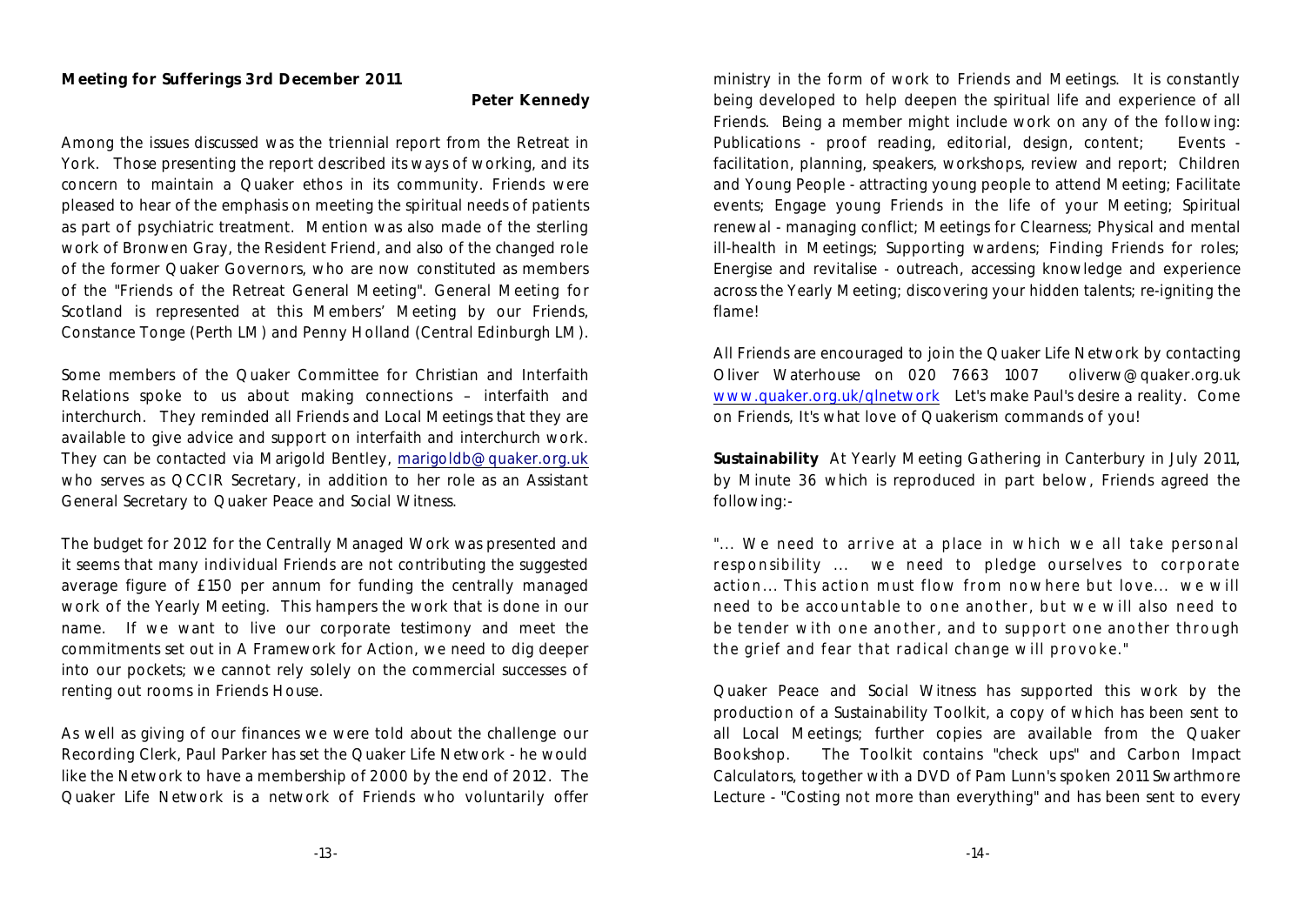**Meeting for Sufferings 3rd December 2011**

**Peter Kennedy**

Among the issues discussed was the triennial report from the Retreat in York. Those presenting the report described its ways of working, and its concern to maintain a Quaker ethos in its community. Friends were pleased to hear of the emphasis on meeting the spiritual needs of patients as part of psychiatric treatment. Mention was also made of the sterling work of Bronwen Gray, the Resident Friend, and also of the changed role of the former Quaker Governors, who are now constituted as members of the "Friends of the Retreat General Meeting". General Meeting for Scotland is represented at this Members' Meeting by our Friends, Constance Tonge (Perth LM) and Penny Holland (Central Edinburgh LM).

Some members of the Quaker Committee for Christian and Interfaith Relations spoke to us about making connections – interfaith and interchurch. They reminded all Friends and Local Meetings that they are available to give advice and support on interfaith and interchurch work. They can be contacted via Marigold Bentley, marigoldb@quaker.org.uk who serves as QCCIR Secretary, in addition to her role as an Assistant General Secretary to Quaker Peace and Social Witness.

The budget for 2012 for the Centrally Managed Work was presented and it seems that many individual Friends are not contributing the suggested average figure of £150 per annum for funding the centrally managed work of the Yearly Meeting. This hampers the work that is done in our name. If we want to live our corporate testimony and meet the commitments set out in A Framework for Action, we need to dig deeper into our pockets; we cannot rely solely on the commercial successes of renting out rooms in Friends House.

As well as giving of our finances we were told about the challenge our Recording Clerk, Paul Parker has set the Quaker Life Network - he would like the Network to have a membership of 2000 by the end of 2012. The Quaker Life Network is a network of Friends who voluntarily offer ministry in the form of work to Friends and Meetings. It is constantly being developed to help deepen the spiritual life and experience of all Friends. Being a member might include work on any of the following: Publications - proof reading, editorial, design, content; Events - facilitation, planning, speakers, workshops, review and report; Children and Young People - attracting young people to attend Meeting; Facilitate events; Engage young Friends in the life of your Meeting; Spiritual renewal - managing conflict; Meetings for Clearness; Physical and mental ill-health in Meetings; Supporting wardens; Finding Friends for roles; Energise and revitalise - outreach, accessing knowledge and experience across the Yearly Meeting; discovering your hidden talents; re-igniting the flame!

All Friends are encouraged to join the Quaker Life Network by contacting Oliver Waterhouse on 020 7663 1007 oliverw@quaker.org.uk www.quaker.org.uk/qlnetwork Let's make Paul's desire a reality. Come on Friends, It's what love of Quakerism commands of you!

**Sustainability** At Yearly Meeting Gathering in Canterbury in July 2011, by Minute 36 which is reproduced in part below, Friends agreed the following:-

"... We need to arrive at a place in which we all take personal responsibility ... we need to pledge ourselves to corporate action... This action must flow from nowhere but love... we will need to be accountable to one another, but we will also need to be tender with one another, and to support one another through the grief and fear that radical change will provoke."

Quaker Peace and Social Witness has supported this work by the production of a Sustainability Toolkit, a copy of which has been sent to all Local Meetings; further copies are available from the Quaker Bookshop. The Toolkit contains "check ups" and Carbon Impact Calculators, together with a DVD of Pam Lunn's spoken 2011 Swarthmore Lecture - "Costing not more than everything" and has been sent to every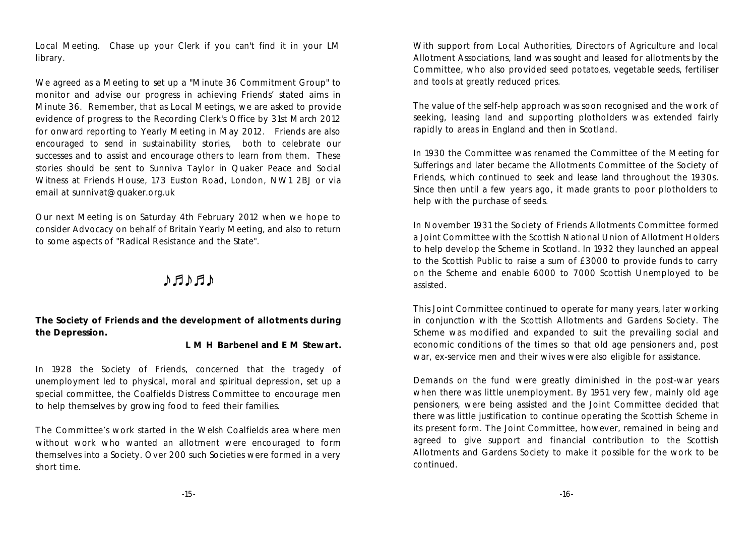Local Meeting. Chase up your Clerk if you can't find it in your LM library.

We agreed as a Meeting to set up a "Minute 36 Commitment Group" to monitor and advise our progress in achieving Friends' stated aims in Minute 36. Remember, that as Local Meetings, we are asked to provide evidence of progress to the Recording Clerk's Office by 31st March 2012 for onward reporting to Yearly Meeting in May 2012. Friends are also encouraged to send in sustainability stories, both to celebrate our successes and to assist and encourage others to learn from them. These stories should be sent to Sunniva Taylor in Quaker Peace and Social Witness at Friends House, 173 Euston Road, London, NW1 2BJ or via email at sunnivat@quaker.org.uk

Our next Meeting is on Saturday 4th February 2012 when we hope to consider Advocacy on behalf of Britain Yearly Meeting, and also to return to some aspects of "Radical Resistance and the State".

♪♬♪♬♪

**The Society of Friends and the development of allotments during the Depression.**

**L M H Barbenel and E M Stewart.**

In 1928 the Society of Friends, concerned that the tragedy of unemployment led to physical, moral and spiritual depression, set up a special committee, the Coalfields Distress Committee to encourage men to help themselves by growing food to feed their families.

The Committee's work started in the Welsh Coalfields area where men without work who wanted an allotment were encouraged to form themselves into a Society. Over 200 such Societies were formed in a very short time.

With support from Local Authorities, Directors of Agriculture and local Allotment Associations, land was sought and leased for allotments by the Committee, who also provided seed potatoes, vegetable seeds, fertiliser and tools at greatly reduced prices.

The value of the self-help approach was soon recognised and the work of seeking, leasing land and supporting plotholders was extended fairly rapidly to areas in England and then in Scotland.

In 1930 the Committee was renamed the Committee of the Meeting for Sufferings and later became the Allotments Committee of the Society of Friends, which continued to seek and lease land throughout the 1930s. Since then until a few years ago, it made grants to poor plotholders to help with the purchase of seeds.

In November 1931 the Society of Friends Allotments Committee formed a Joint Committee with the Scottish National Union of Allotment Holders to help develop the Scheme in Scotland. In 1932 they launched an appeal to the Scottish Public to raise a sum of £3000 to provide funds to carry on the Scheme and enable 6000 to 7000 Scottish Unemployed to be assisted.

This Joint Committee continued to operate for many years, later working in conjunction with the Scottish Allotments and Gardens Society. The Scheme was modified and expanded to suit the prevailing social and economic conditions of the times so that old age pensioners and, post war, ex-service men and their wives were also eligible for assistance.

Demands on the fund were greatly diminished in the post-war years when there was little unemployment. By 1951 very few, mainly old age pensioners, were being assisted and the Joint Committee decided that there was little justification to continue operating the Scottish Scheme in its present form. The Joint Committee, however, remained in being and agreed to give support and financial contribution to the Scottish Allotments and Gardens Society to make it possible for the work to be continued.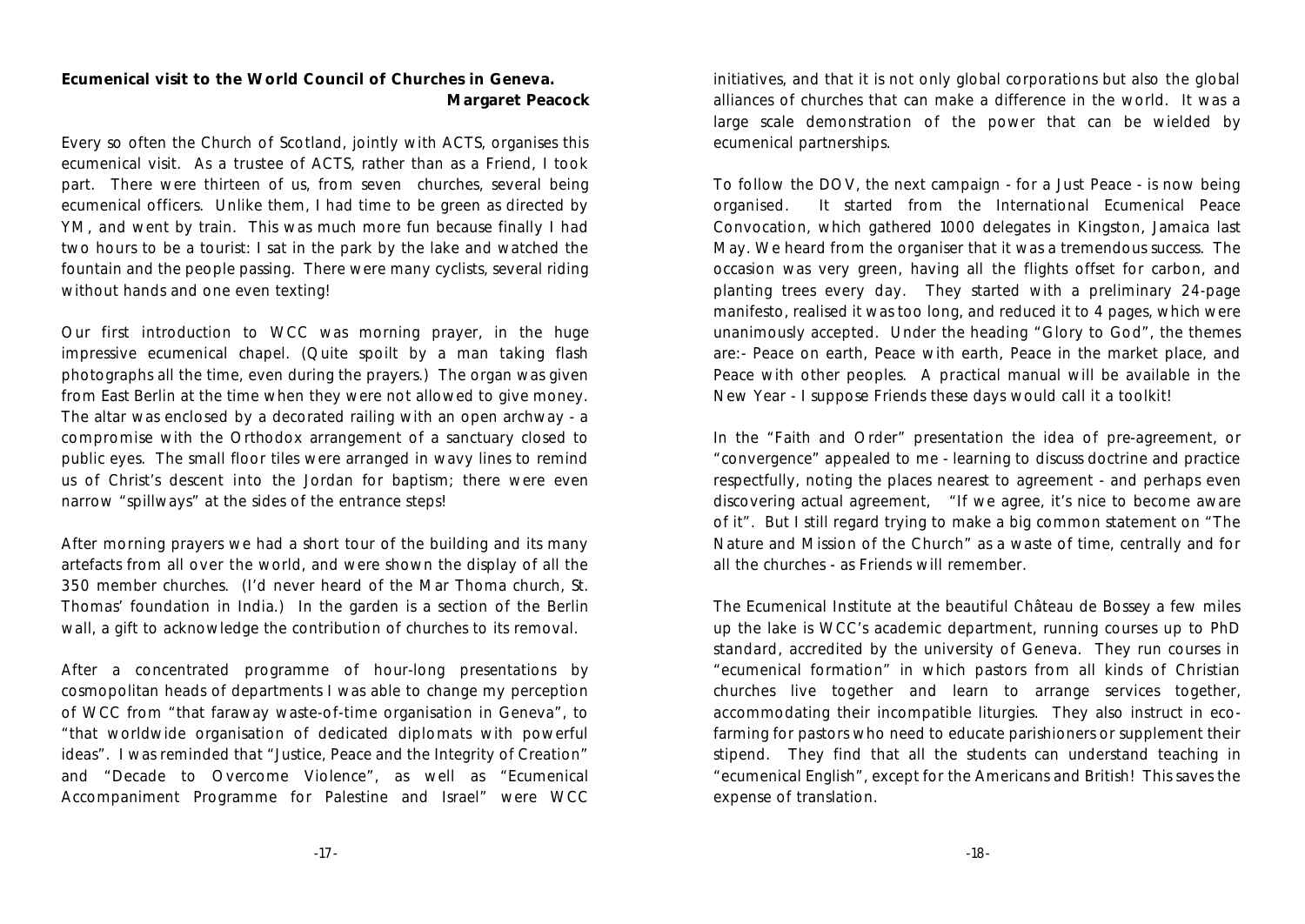**Ecumenical visit to the World Council of Churches in Geneva.**
**Margaret Peacock**

Every so often the Church of Scotland, jointly with ACTS, organises this ecumenical visit. As a trustee of ACTS, rather than as a Friend, I took part. There were thirteen of us, from seven churches, several being ecumenical officers. Unlike them, I had time to be green as directed by YM, and went by train. This was much more fun because finally I had two hours to be a tourist: I sat in the park by the lake and watched the fountain and the people passing. There were many cyclists, several riding without hands and one even texting!

Our first introduction to WCC was morning prayer, in the huge impressive ecumenical chapel. (Quite spoilt by a man taking flash photographs all the time, even during the prayers.) The organ was given from East Berlin at the time when they were not allowed to give money. The altar was enclosed by a decorated railing with an open archway - a compromise with the Orthodox arrangement of a sanctuary closed to public eyes. The small floor tiles were arranged in wavy lines to remind us of Christ's descent into the Jordan for baptism; there were even narrow "spillways" at the sides of the entrance steps!

After morning prayers we had a short tour of the building and its many artefacts from all over the world, and were shown the display of all the 350 member churches. (I'd never heard of the Mar Thoma church, St. Thomas' foundation in India.) In the garden is a section of the Berlin wall, a gift to acknowledge the contribution of churches to its removal.

After a concentrated programme of hour-long presentations by cosmopolitan heads of departments I was able to change my perception of WCC from "that faraway waste-of-time organisation in Geneva", to "that worldwide organisation of dedicated diplomats with powerful ideas". I was reminded that "Justice, Peace and the Integrity of Creation" and "Decade to Overcome Violence", as well as "Ecumenical Accompaniment Programme for Palestine and Israel" were WCC initiatives, and that it is not only global corporations but also the global alliances of churches that can make a difference in the world. It was a large scale demonstration of the power that can be wielded by ecumenical partnerships.

To follow the DOV, the next campaign - for a Just Peace - is now being organised. It started from the International Ecumenical Peace Convocation, which gathered 1000 delegates in Kingston, Jamaica last May. We heard from the organiser that it was a tremendous success. The occasion was very green, having all the flights offset for carbon, and planting trees every day. They started with a preliminary 24-page manifesto, realised it was too long, and reduced it to 4 pages, which were unanimously accepted. Under the heading "Glory to God", the themes are:- Peace on earth, Peace with earth, Peace in the market place, and Peace with other peoples. A practical manual will be available in the New Year - I suppose Friends these days would call it a toolkit!

In the "Faith and Order" presentation the idea of pre-agreement, or "convergence" appealed to me - learning to discuss doctrine and practice respectfully, noting the places nearest to agreement - and perhaps even discovering actual agreement, "If we agree, it's nice to become aware of it". But I still regard trying to make a big common statement on "The Nature and Mission of the Church" as a waste of time, centrally and for all the churches - as Friends will remember.

The Ecumenical Institute at the beautiful Château de Bossey a few miles up the lake is WCC's academic department, running courses up to PhD standard, accredited by the university of Geneva. They run courses in "ecumenical formation" in which pastors from all kinds of Christian churches live together and learn to arrange services together, accommodating their incompatible liturgies. They also instruct in eco-farming for pastors who need to educate parishioners or supplement their stipend. They find that all the students can understand teaching in "ecumenical English", except for the Americans and British! This saves the expense of translation.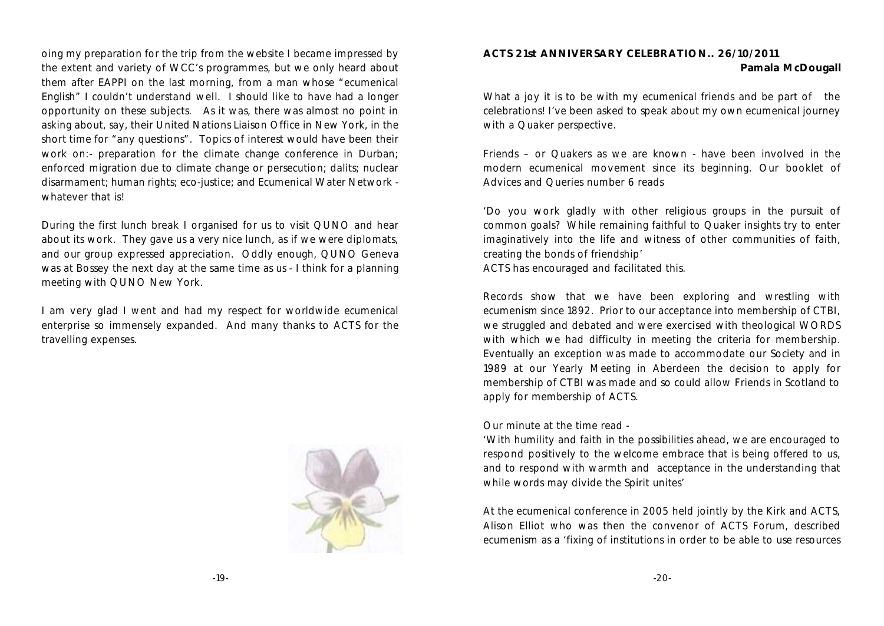oing my preparation for the trip from the website I became impressed by the extent and variety of WCC's programmes, but we only heard about them after EAPPI on the last morning, from a man whose "ecumenical English" I couldn't understand well. I should like to have had a longer opportunity on these subjects. As it was, there was almost no point in asking about, say, their United Nations Liaison Office in New York, in the short time for "any questions". Topics of interest would have been their work on:- preparation for the climate change conference in Durban; enforced migration due to climate change or persecution; dalits; nuclear disarmament; human rights; eco-justice; and Ecumenical Water Network - whatever that is!

During the first lunch break I organised for us to visit QUNO and hear about its work. They gave us a very nice lunch, as if we were diplomats, and our group expressed appreciation. Oddly enough, QUNO Geneva was at Bossey the next day at the same time as us - I think for a planning meeting with QUNO New York.

I am very glad I went and had my respect for worldwide ecumenical enterprise so immensely expanded. And many thanks to ACTS for the travelling expenses.

## ACTS 21st ANNIVERSARY CELEBRATION.. 26/10/2011

**Pamala McDougall**

What a joy it is to be with my ecumenical friends and be part of the celebrations! I've been asked to speak about my own ecumenical journey with a Quaker perspective.

Friends – or Quakers as we are known - have been involved in the modern ecumenical movement since its beginning. Our booklet of Advices and Queries number 6 reads

'Do you work gladly with other religious groups in the pursuit of common goals? While remaining faithful to Quaker insights try to enter imaginatively into the life and witness of other communities of faith, creating the bonds of friendship'

ACTS has encouraged and facilitated this.

Records show that we have been exploring and wrestling with ecumenism since 1892. Prior to our acceptance into membership of CTBI, we struggled and debated and were exercised with theological WORDS with which we had difficulty in meeting the criteria for membership. Eventually an exception was made to accommodate our Society and in 1989 at our Yearly Meeting in Aberdeen the decision to apply for membership of CTBI was made and so could allow Friends in Scotland to apply for membership of ACTS.

Our minute at the time read -

'With humility and faith in the possibilities ahead, we are encouraged to respond positively to the welcome embrace that is being offered to us, and to respond with warmth and acceptance in the understanding that while words may divide the Spirit unites'

At the ecumenical conference in 2005 held jointly by the Kirk and ACTS, Alison Elliot who was then the convenor of ACTS Forum, described ecumenism as a 'fixing of institutions in order to be able to use resources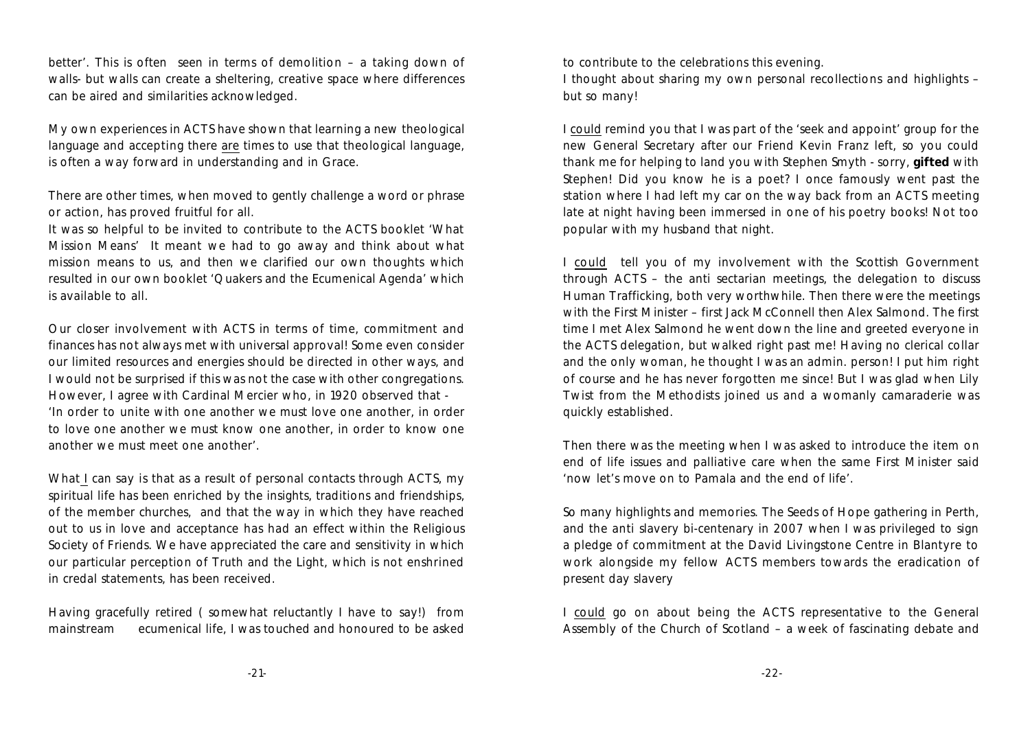better'. This is often seen in terms of demolition – a taking down of walls- but walls can create a sheltering, creative space where differences can be aired and similarities acknowledged.

My own experiences in ACTS have shown that learning a new theological language and accepting there are times to use that theological language, is often a way forward in understanding and in Grace.

There are other times, when moved to gently challenge a word or phrase or action, has proved fruitful for all.

It was so helpful to be invited to contribute to the ACTS booklet 'What Mission Means' It meant we had to go away and think about what mission means to us, and then we clarified our own thoughts which resulted in our own booklet 'Quakers and the Ecumenical Agenda' which is available to all.

Our closer involvement with ACTS in terms of time, commitment and finances has not always met with universal approval! Some even consider our limited resources and energies should be directed in other ways, and I would not be surprised if this was not the case with other congregations. However, I agree with Cardinal Mercier who, in 1920 observed that - 'In order to unite with one another we must love one another, in order to love one another we must know one another, in order to know one another we must meet one another'.

What I can say is that as a result of personal contacts through ACTS, my spiritual life has been enriched by the insights, traditions and friendships, of the member churches, and that the way in which they have reached out to us in love and acceptance has had an effect within the Religious Society of Friends. We have appreciated the care and sensitivity in which our particular perception of Truth and the Light, which is not enshrined in credal statements, has been received.

Having gracefully retired ( somewhat reluctantly I have to say!) from mainstream ecumenical life, I was touched and honoured to be asked to contribute to the celebrations this evening.

I thought about sharing my own personal recollections and highlights – but so many!

I could remind you that I was part of the 'seek and appoint' group for the new General Secretary after our Friend Kevin Franz left, so you could thank me for helping to land you with Stephen Smyth - sorry, **gifted** with Stephen! Did you know he is a poet? I once famously went past the station where I had left my car on the way back from an ACTS meeting late at night having been immersed in one of his poetry books! Not too popular with my husband that night.

I could tell you of my involvement with the Scottish Government through ACTS – the anti sectarian meetings, the delegation to discuss Human Trafficking, both very worthwhile. Then there were the meetings with the First Minister – first Jack McConnell then Alex Salmond. The first time I met Alex Salmond he went down the line and greeted everyone in the ACTS delegation, but walked right past me! Having no clerical collar and the only woman, he thought I was an admin. person! I put him right of course and he has never forgotten me since! But I was glad when Lily Twist from the Methodists joined us and a womanly camaraderie was quickly established.

Then there was the meeting when I was asked to introduce the item on end of life issues and palliative care when the same First Minister said 'now let's move on to Pamala and the end of life'.

So many highlights and memories. The Seeds of Hope gathering in Perth, and the anti slavery bi-centenary in 2007 when I was privileged to sign a pledge of commitment at the David Livingstone Centre in Blantyre to work alongside my fellow ACTS members towards the eradication of present day slavery

I could go on about being the ACTS representative to the General Assembly of the Church of Scotland – a week of fascinating debate and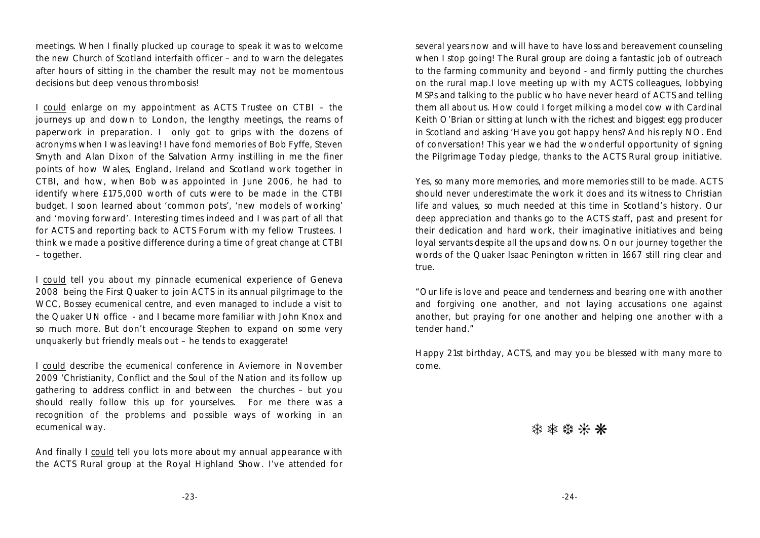meetings. When I finally plucked up courage to speak it was to welcome the new Church of Scotland interfaith officer – and to warn the delegates after hours of sitting in the chamber the result may not be momentous decisions but deep venous thrombosis!

I could enlarge on my appointment as ACTS Trustee on CTBI – the journeys up and down to London, the lengthy meetings, the reams of paperwork in preparation. I only got to grips with the dozens of acronyms when I was leaving! I have fond memories of Bob Fyffe, Steven Smyth and Alan Dixon of the Salvation Army instilling in me the finer points of how Wales, England, Ireland and Scotland work together in CTBI, and how, when Bob was appointed in June 2006, he had to identify where £175,000 worth of cuts were to be made in the CTBI budget. I soon learned about 'common pots', 'new models of working' and 'moving forward'. Interesting times indeed and I was part of all that for ACTS and reporting back to ACTS Forum with my fellow Trustees. I think we made a positive difference during a time of great change at CTBI – together.

I could tell you about my pinnacle ecumenical experience of Geneva 2008 being the First Quaker to join ACTS in its annual pilgrimage to the WCC, Bossey ecumenical centre, and even managed to include a visit to the Quaker UN office - and I became more familiar with John Knox and so much more. But don't encourage Stephen to expand on some very unquakerly but friendly meals out – he tends to exaggerate!

I could describe the ecumenical conference in Aviemore in November 2009 'Christianity, Conflict and the Soul of the Nation and its follow up gathering to address conflict in and between the churches – but you should really follow this up for yourselves. For me there was a recognition of the problems and possible ways of working in an ecumenical way.

And finally I could tell you lots more about my annual appearance with the ACTS Rural group at the Royal Highland Show. I've attended for several years now and will have to have loss and bereavement counseling when I stop going! The Rural group are doing a fantastic job of outreach to the farming community and beyond - and firmly putting the churches on the rural map.I love meeting up with my ACTS colleagues, lobbying MSPs and talking to the public who have never heard of ACTS and telling them all about us. How could I forget milking a model cow with Cardinal Keith O'Brian or sitting at lunch with the richest and biggest egg producer in Scotland and asking 'Have you got happy hens? And his reply NO. End of conversation! This year we had the wonderful opportunity of signing the Pilgrimage Today pledge, thanks to the ACTS Rural group initiative.

Yes, so many more memories, and more memories still to be made. ACTS should never underestimate the work it does and its witness to Christian life and values, so much needed at this time in Scotland's history. Our deep appreciation and thanks go to the ACTS staff, past and present for their dedication and hard work, their imaginative initiatives and being loyal servants despite all the ups and downs. On our journey together the words of the Quaker Isaac Penington written in 1667 still ring clear and true.

"Our life is love and peace and tenderness and bearing one with another and forgiving one another, and not laying accusations one against another, but praying for one another and helping one another with a tender hand."

Happy 21st birthday, ACTS, and may you be blessed with many more to come.

❄ ❄ ❄ ❄ ❄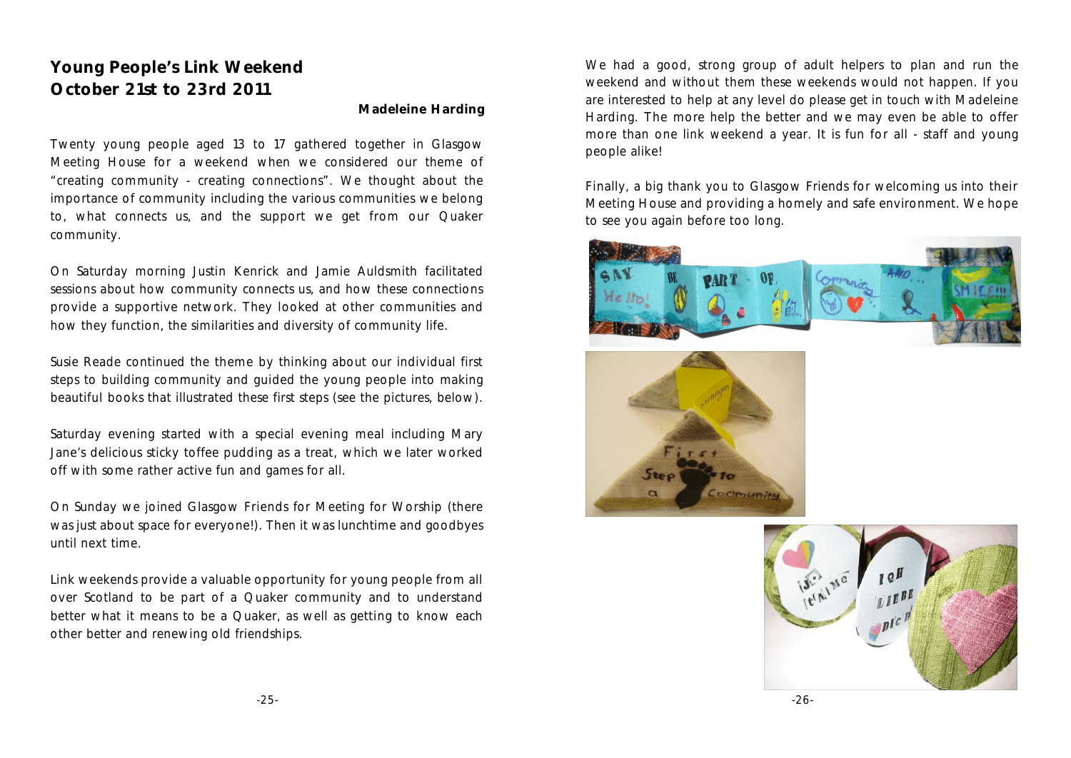## Young People's Link Weekend
## October 21st to 23rd 2011

**Madeleine Harding**

Twenty young people aged 13 to 17 gathered together in Glasgow Meeting House for a weekend when we considered our theme of "creating community - creating connections". We thought about the importance of community including the various communities we belong to, what connects us, and the support we get from our Quaker community.

On Saturday morning Justin Kenrick and Jamie Auldsmith facilitated sessions about how community connects us, and how these connections provide a supportive network. They looked at other communities and how they function, the similarities and diversity of community life.

Susie Reade continued the theme by thinking about our individual first steps to building community and guided the young people into making beautiful books that illustrated these first steps (see the pictures, below).

Saturday evening started with a special evening meal including Mary Jane's delicious sticky toffee pudding as a treat, which we later worked off with some rather active fun and games for all.

On Sunday we joined Glasgow Friends for Meeting for Worship (there was just about space for everyone!). Then it was lunchtime and goodbyes until next time.

Link weekends provide a valuable opportunity for young people from all over Scotland to be part of a Quaker community and to understand better what it means to be a Quaker, as well as getting to know each other better and renewing old friendships.

We had a good, strong group of adult helpers to plan and run the weekend and without them these weekends would not happen. If you are interested to help at any level do please get in touch with Madeleine Harding. The more help the better and we may even be able to offer more than one link weekend a year. It is fun for all - staff and young people alike!

Finally, a big thank you to Glasgow Friends for welcoming us into their Meeting House and providing a homely and safe environment. We hope to see you again before too long.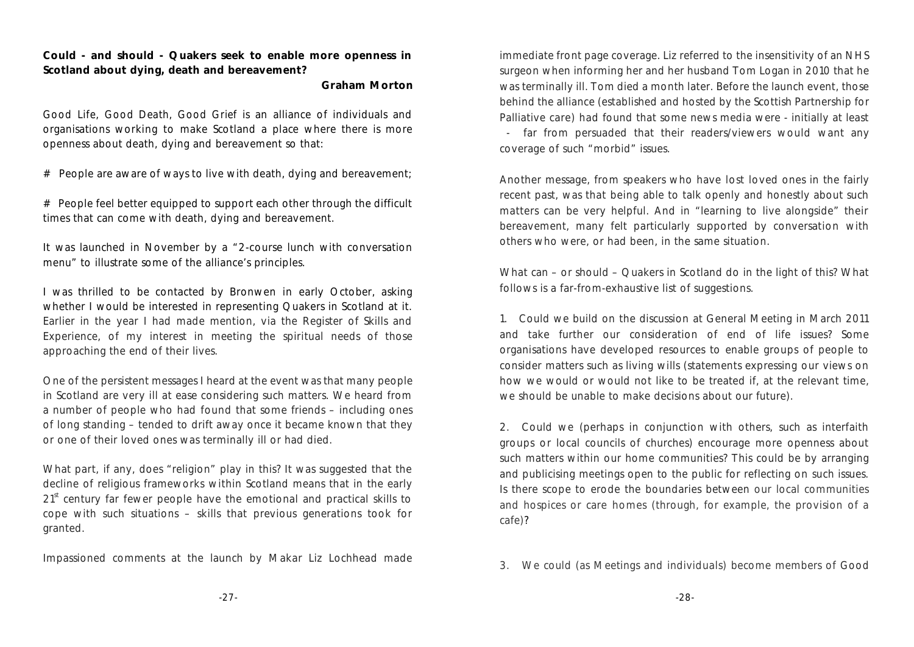**Could - and should - Quakers seek to enable more openness in Scotland about dying, death and bereavement?**

**Graham Morton**

Good Life, Good Death, Good Grief is an alliance of individuals and organisations working to make Scotland a place where there is more openness about death, dying and bereavement so that:

# People are aware of ways to live with death, dying and bereavement;

# People feel better equipped to support each other through the difficult times that can come with death, dying and bereavement.

It was launched in November by a "2-course lunch with conversation menu" to illustrate some of the alliance's principles.

I was thrilled to be contacted by Bronwen in early October, asking whether I would be interested in representing Quakers in Scotland at it. Earlier in the year I had made mention, via the Register of Skills and Experience, of my interest in meeting the spiritual needs of those approaching the end of their lives.

One of the persistent messages I heard at the event was that many people in Scotland are very ill at ease considering such matters. We heard from a number of people who had found that some friends – including ones of long standing – tended to drift away once it became known that they or one of their loved ones was terminally ill or had died.

What part, if any, does "religion" play in this? It was suggested that the decline of religious frameworks within Scotland means that in the early 21st century far fewer people have the emotional and practical skills to cope with such situations – skills that previous generations took for granted.

Impassioned comments at the launch by Makar Liz Lochhead made immediate front page coverage. Liz referred to the insensitivity of an NHS surgeon when informing her and her husband Tom Logan in 2010 that he was terminally ill. Tom died a month later. Before the launch event, those behind the alliance (established and hosted by the Scottish Partnership for Palliative care) had found that some news media were - initially at least - far from persuaded that their readers/viewers would want any coverage of such "morbid" issues.

Another message, from speakers who have lost loved ones in the fairly recent past, was that being able to talk openly and honestly about such matters can be very helpful. And in "learning to live alongside" their bereavement, many felt particularly supported by conversation with others who were, or had been, in the same situation.

What can – or should – Quakers in Scotland do in the light of this? What follows is a far-from-exhaustive list of suggestions.

1. Could we build on the discussion at General Meeting in March 2011 and take further our consideration of end of life issues? Some organisations have developed resources to enable groups of people to consider matters such as living wills (statements expressing our views on how we would or would not like to be treated if, at the relevant time, we should be unable to make decisions about our future).

2. Could we (perhaps in conjunction with others, such as interfaith groups or local councils of churches) encourage more openness about such matters within our home communities? This could be by arranging and publicising meetings open to the public for reflecting on such issues. Is there scope to erode the boundaries between our local communities and hospices or care homes (through, for example, the provision of a cafe)?

3. We could (as Meetings and individuals) become members of Good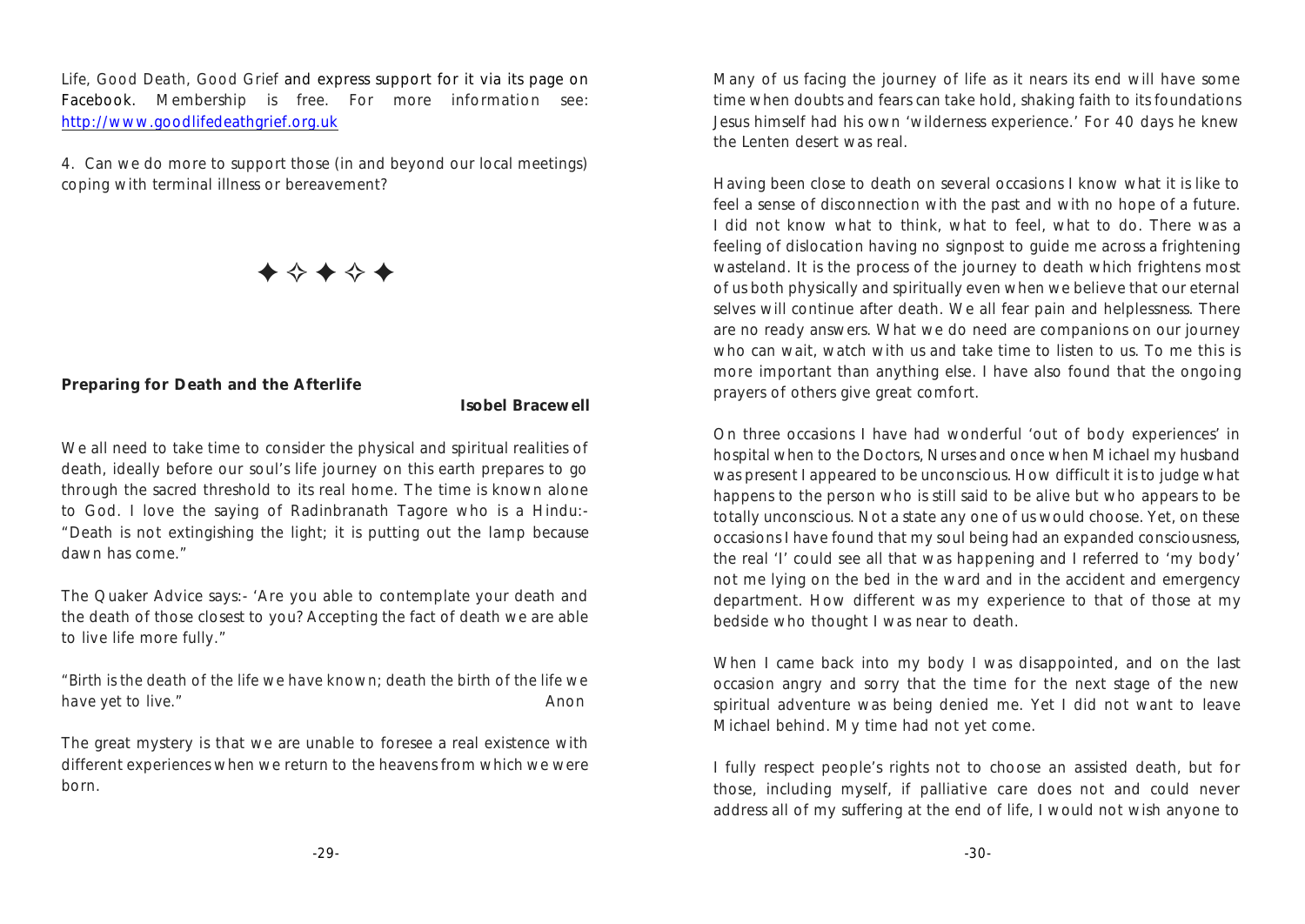*Life, Good Death, Good Grief* and express support for it via its page on Facebook. Membership is free. For more information see: http://www.goodlifedeathgrief.org.uk

4. Can we do more to support those (in and beyond our local meetings) coping with terminal illness or bereavement?

✦✧✦✧✦

**Preparing for Death and the Afterlife**

**Isobel Bracewell**

We all need to take time to consider the physical and spiritual realities of death, ideally before our soul's life journey on this earth prepares to go through the sacred threshold to its real home. The time is known alone to God. I love the saying of Radinbranath Tagore who is a Hindu:- "Death is not extinguishing the light; it is putting out the lamp because dawn has come."

The Quaker Advice says:- 'Are you able to contemplate your death and the death of those closest to you? Accepting the fact of death we are able to live life more fully."

"Birth is the death of the life we have known; death the birth of the life we have yet to live." Anon

The great mystery is that we are unable to foresee a real existence with different experiences when we return to the heavens from which we were born.

Many of us facing the journey of life as it nears its end will have some time when doubts and fears can take hold, shaking faith to its foundations Jesus himself had his own 'wilderness experience.' For 40 days he knew the Lenten desert was real.

Having been close to death on several occasions I know what it is like to feel a sense of disconnection with the past and with no hope of a future. I did not know what to think, what to feel, what to do. There was a feeling of dislocation having no signpost to guide me across a frightening wasteland. It is the process of the journey to death which frightens most of us both physically and spiritually even when we believe that our eternal selves will continue after death. We all fear pain and helplessness. There are no ready answers. What we do need are companions on our journey who can wait, watch with us and take time to listen to us. To me this is more important than anything else. I have also found that the ongoing prayers of others give great comfort.

On three occasions I have had wonderful 'out of body experiences' in hospital when to the Doctors, Nurses and once when Michael my husband was present I appeared to be unconscious. How difficult it is to judge what happens to the person who is still said to be alive but who appears to be totally unconscious. Not a state any one of us would choose. Yet, on these occasions I have found that my soul being had an expanded consciousness, the real 'I' could see all that was happening and I referred to 'my body' not me lying on the bed in the ward and in the accident and emergency department. How different was my experience to that of those at my bedside who thought I was near to death.

When I came back into my body I was disappointed, and on the last occasion angry and sorry that the time for the next stage of the new spiritual adventure was being denied me. Yet I did not want to leave Michael behind. My time had not yet come.

I fully respect people's rights not to choose an assisted death, but for those, including myself, if palliative care does not and could never address all of my suffering at the end of life, I would not wish anyone to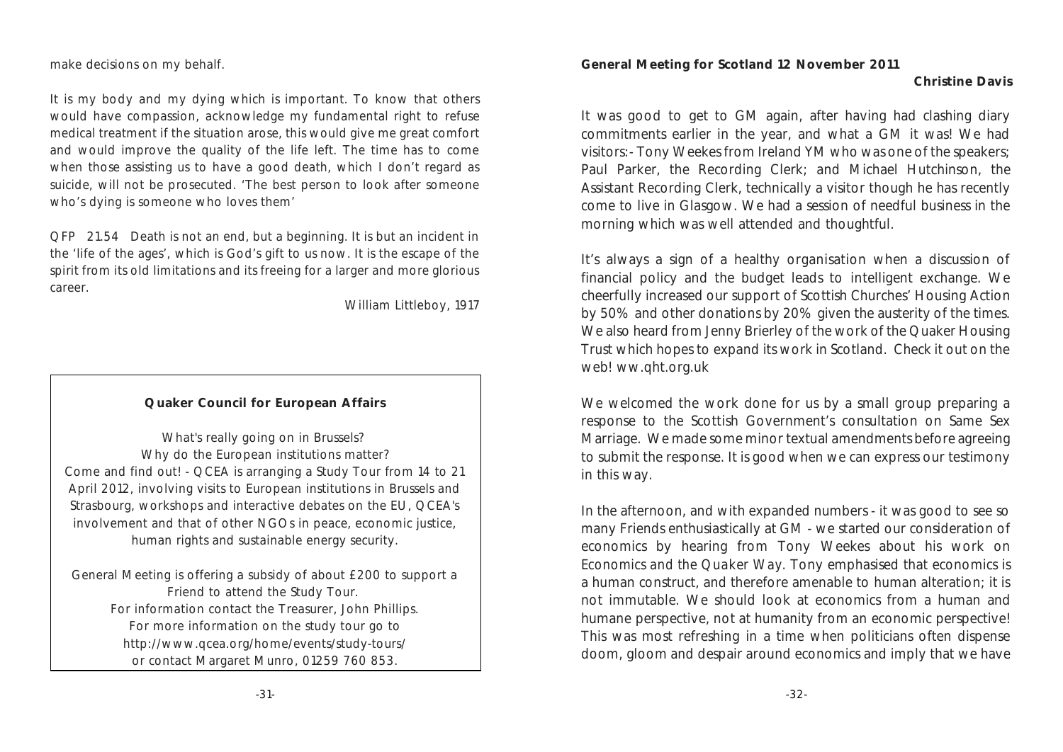make decisions on my behalf.

It is my body and my dying which is important. To know that others would have compassion, acknowledge my fundamental right to refuse medical treatment if the situation arose, this would give me great comfort and would improve the quality of the life left. The time has to come when those assisting us to have a good death, which I don't regard as suicide, will not be prosecuted. 'The best person to look after someone who's dying is someone who loves them'

QFP 21.54 Death is not an end, but a beginning. It is but an incident in the 'life of the ages', which is God's gift to us now. It is the escape of the spirit from its old limitations and its freeing for a larger and more glorious career.

William Littleboy, 1917

---

**Quaker Council for European Affairs**

What's really going on in Brussels?
Why do the European institutions matter?
Come and find out! - QCEA is arranging a Study Tour from 14 to 21 April 2012, involving visits to European institutions in Brussels and Strasbourg, workshops and interactive debates on the EU, QCEA's involvement and that of other NGOs in peace, economic justice, human rights and sustainable energy security.

General Meeting is offering a subsidy of about £200 to support a Friend to attend the Study Tour.
For information contact the Treasurer, John Phillips.
For more information on the study tour go to
http://www.qcea.org/home/events/study-tours/
or contact Margaret Munro, 01259 760 853.

---

**General Meeting for Scotland 12 November 2011**

**Christine Davis**

It was good to get to GM again, after having had clashing diary commitments earlier in the year, and what a GM it was! We had visitors:- Tony Weekes from Ireland YM who was one of the speakers; Paul Parker, the Recording Clerk; and Michael Hutchinson, the Assistant Recording Clerk, technically a visitor though he has recently come to live in Glasgow. We had a session of needful business in the morning which was well attended and thoughtful.

It's always a sign of a healthy organisation when a discussion of financial policy and the budget leads to intelligent exchange. We cheerfully increased our support of Scottish Churches' Housing Action by 50% and other donations by 20% given the austerity of the times. We also heard from Jenny Brierley of the work of the Quaker Housing Trust which hopes to expand its work in Scotland. Check it out on the web! ww.qht.org.uk

We welcomed the work done for us by a small group preparing a response to the Scottish Government's consultation on Same Sex Marriage. We made some minor textual amendments before agreeing to submit the response. It is good when we can express our testimony in this way.

In the afternoon, and with expanded numbers - it was good to see so many Friends enthusiastically at GM - we started our consideration of economics by hearing from Tony Weekes about his work on *Economics and the Quaker Way*. Tony emphasised that economics is a human construct, and therefore amenable to human alteration; it is not immutable. We should look at economics from a human and humane perspective, not at humanity from an economic perspective! This was most refreshing in a time when politicians often dispense doom, gloom and despair around economics and imply that we have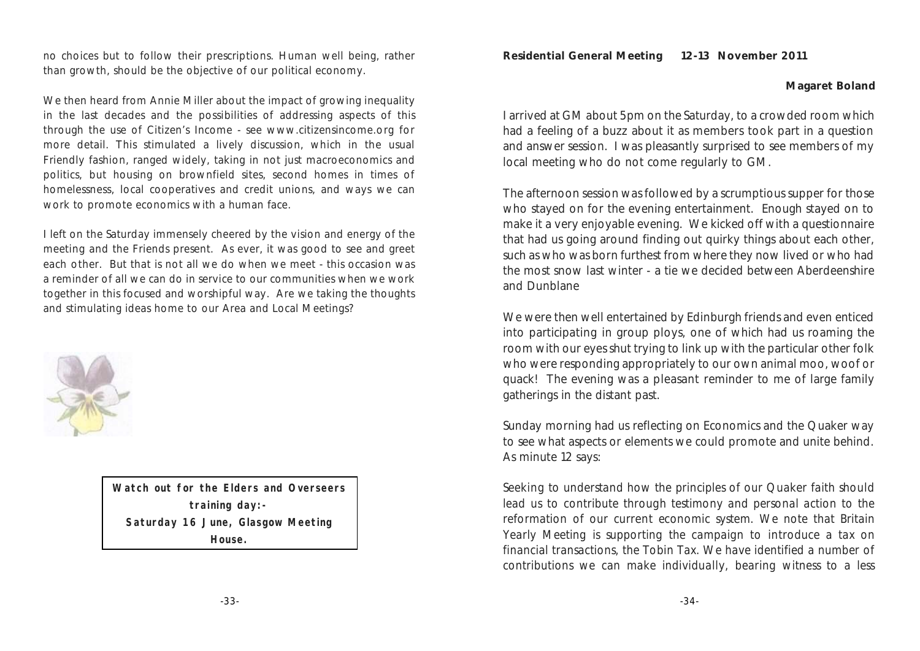no choices but to follow their prescriptions. Human well being, rather than growth, should be the objective of our political economy.

We then heard from Annie Miller about the impact of growing inequality in the last decades and the possibilities of addressing aspects of this through the use of Citizen's Income - see www.citizensincome.org for more detail. This stimulated a lively discussion, which in the usual Friendly fashion, ranged widely, taking in not just macroeconomics and politics, but housing on brownfield sites, second homes in times of homelessness, local cooperatives and credit unions, and ways we can work to promote economics with a human face.

I left on the Saturday immensely cheered by the vision and energy of the meeting and the Friends present. As ever, it was good to see and greet each other. But that is not all we do when we meet - this occasion was a reminder of all we can do in service to our communities when we work together in this focused and worshipful way. Are we taking the thoughts and stimulating ideas home to our Area and Local Meetings?

**Watch out for the Elders and Overseers training day:- Saturday 16 June, Glasgow Meeting House.**

## Residential General Meeting 12-13 November 2011

**Magaret Boland**

I arrived at GM about 5pm on the Saturday, to a crowded room which had a feeling of a buzz about it as members took part in a question and answer session. I was pleasantly surprised to see members of my local meeting who do not come regularly to GM.

The afternoon session was followed by a scrumptious supper for those who stayed on for the evening entertainment. Enough stayed on to make it a very enjoyable evening. We kicked off with a questionnaire that had us going around finding out quirky things about each other, such as who was born furthest from where they now lived or who had the most snow last winter - a tie we decided between Aberdeenshire and Dunblane

We were then well entertained by Edinburgh friends and even enticed into participating in group ploys, one of which had us roaming the room with our eyes shut trying to link up with the particular other folk who were responding appropriately to our own animal moo, woof or quack! The evening was a pleasant reminder to me of large family gatherings in the distant past.

Sunday morning had us reflecting on Economics and the Quaker way to see what aspects or elements we could promote and unite behind. As minute 12 says:

*Seeking to understand how the principles of our Quaker faith should lead us to contribute through testimony and personal action to the reformation of our current economic system. We note that Britain Yearly Meeting is supporting the campaign to introduce a tax on financial transactions, the Tobin Tax. We have identified a number of contributions we can make individually, bearing witness to a less*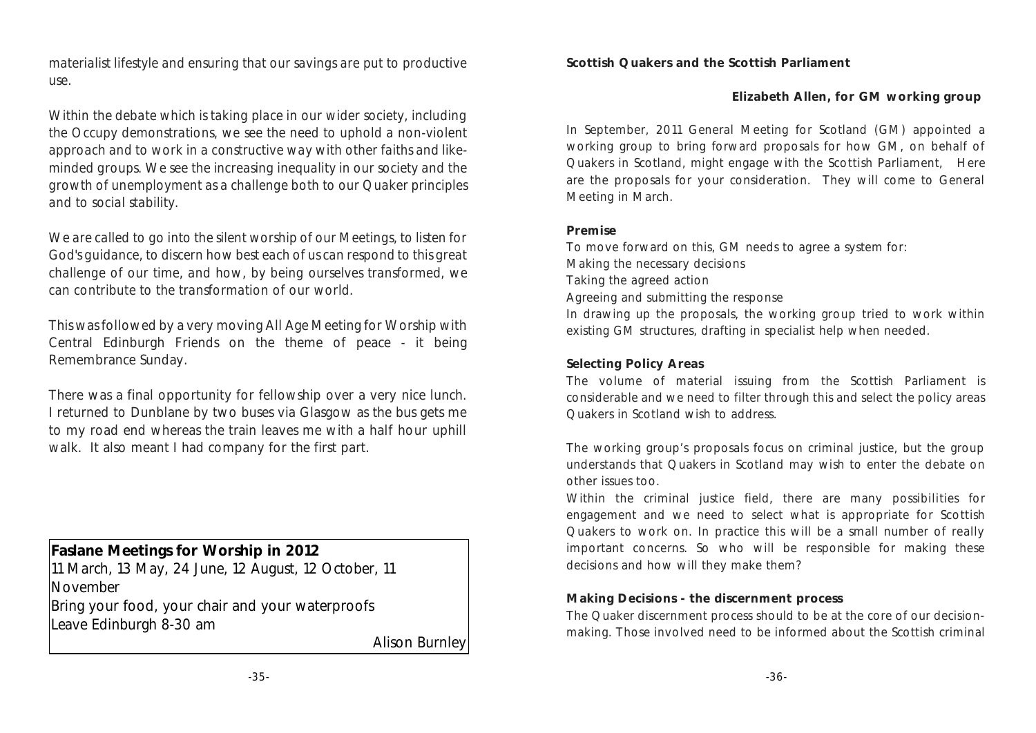materialist lifestyle and ensuring that our savings are put to productive use.

Within the debate which is taking place in our wider society, including the Occupy demonstrations, we see the need to uphold a non-violent approach and to work in a constructive way with other faiths and like-minded groups. We see the increasing inequality in our society and the growth of unemployment as a challenge both to our Quaker principles and to social stability.

We are called to go into the silent worship of our Meetings, to listen for God's guidance, to discern how best each of us can respond to this great challenge of our time, and how, by being ourselves transformed, we can contribute to the transformation of our world.

This was followed by a very moving All Age Meeting for Worship with Central Edinburgh Friends on the theme of peace - it being Remembrance Sunday.

There was a final opportunity for fellowship over a very nice lunch. I returned to Dunblane by two buses via Glasgow as the bus gets me to my road end whereas the train leaves me with a half hour uphill walk. It also meant I had company for the first part.

> **Faslane Meetings for Worship in 2012**
> 11 March, 13 May, 24 June, 12 August, 12 October, 11 November
> Bring your food, your chair and your waterproofs
> Leave Edinburgh 8-30 am
>
> *Alison Burnley*

## Scottish Quakers and the Scottish Parliament

**Elizabeth Allen, for GM working group**

In September, 2011 General Meeting for Scotland (GM) appointed a working group to bring forward proposals for how GM, on behalf of Quakers in Scotland, might engage with the Scottish Parliament, Here are the proposals for your consideration. They will come to General Meeting in March.

### Premise

To move forward on this, GM needs to agree a system for:
Making the necessary decisions
Taking the agreed action
Agreeing and submitting the response
In drawing up the proposals, the working group tried to work within existing GM structures, drafting in specialist help when needed.

### Selecting Policy Areas

The volume of material issuing from the Scottish Parliament is considerable and we need to filter through this and select the policy areas Quakers in Scotland wish to address.

The working group's proposals focus on criminal justice, but the group understands that Quakers in Scotland may wish to enter the debate on other issues too.
Within the criminal justice field, there are many possibilities for engagement and we need to select what is appropriate for Scottish Quakers to work on. In practice this will be a small number of really important concerns. So who will be responsible for making these decisions and how will they make them?

### Making Decisions - the discernment process

The Quaker discernment process should to be at the core of our decision-making. Those involved need to be informed about the Scottish criminal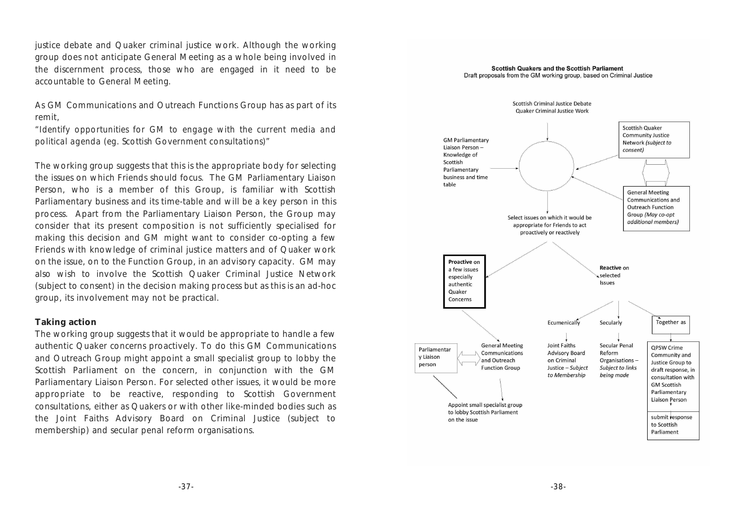justice debate and Quaker criminal justice work. Although the working group does not anticipate General Meeting as a whole being involved in the discernment process, those who are engaged in it need to be accountable to General Meeting.

As GM Communications and Outreach Functions Group has as part of its remit,

"Identify opportunities for GM to engage with the current media and political agenda (eg. Scottish Government consultations)"

The working group suggests that this is the appropriate body for selecting the issues on which Friends should focus. The GM Parliamentary Liaison Person, who is a member of this Group, is familiar with Scottish Parliamentary business and its time-table and will be a key person in this process. Apart from the Parliamentary Liaison Person, the Group may consider that its present composition is not sufficiently specialised for making this decision and GM might want to consider co-opting a few Friends with knowledge of criminal justice matters and of Quaker work on the issue, on to the Function Group, in an advisory capacity. GM may also wish to involve the Scottish Quaker Criminal Justice Network (subject to consent) in the decision making process but as this is an ad-hoc group, its involvement may not be practical.

**Taking action**

The working group suggests that it would be appropriate to handle a few authentic Quaker concerns proactively. To do this GM Communications and Outreach Group might appoint a small specialist group to lobby the Scottish Parliament on the concern, in conjunction with the GM Parliamentary Liaison Person. For selected other issues, it would be more appropriate to be reactive, responding to Scottish Government consultations, either as Quakers or with other like-minded bodies such as the Joint Faiths Advisory Board on Criminal Justice (subject to membership) and secular penal reform organisations.

**Scottish Quakers and the Scottish Parliament**
Draft proposals from the GM working group, based on Criminal Justice

Scottish Criminal Justice Debate
Quaker Criminal Justice Work

GM Parliamentary Liaison Person – Knowledge of Scottish Parliamentary business and time table

Scottish Quaker Community Justice Network *(subject to consent)*

General Meeting Communications and Outreach Function Group *(May co-opt additional members)*

Select issues on which it would be appropriate for Friends to act proactively or reactively

**Proactive** on a few issues especially authentic Quaker Concerns

**Reactive** on selected Issues

Ecumenically

Secularly

Together as

Parliamentary Liaison person

General Meeting Communications and Outreach Function Group

Appoint small specialist group to lobby Scottish Parliament on the issue

Joint Faiths Advisory Board on Criminal Justice – *Subject to Membership*

Secular Penal Reform Organisations – *Subject to links being made*

QPSW Crime Community and Justice Group to draft response, in consultation with GM Scottish Parliamentary Liaison Person

submit response to Scottish Parliament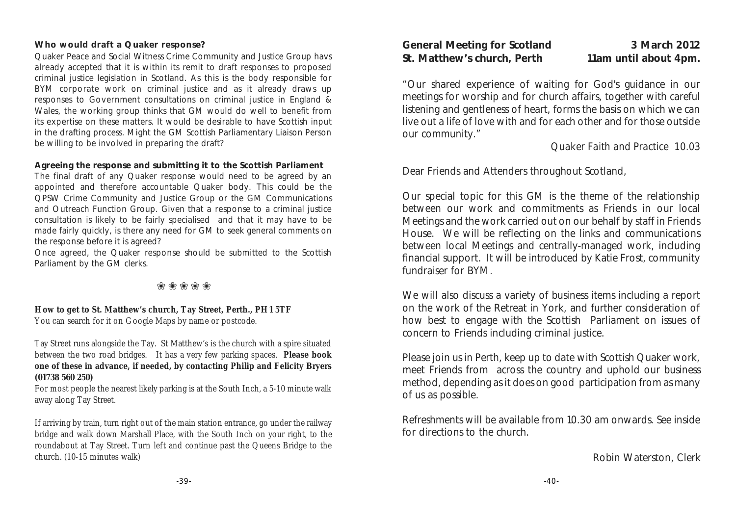**Who would draft a Quaker response?**

Quaker Peace and Social Witness Crime Community and Justice Group havs already accepted that it is within its remit to draft responses to proposed criminal justice legislation in Scotland. As this is the body responsible for BYM corporate work on criminal justice and as it already draws up responses to Government consultations on criminal justice in England & Wales, the working group thinks that GM would do well to benefit from its expertise on these matters. It would be desirable to have Scottish input in the drafting process. Might the GM Scottish Parliamentary Liaison Person be willing to be involved in preparing the draft?

**Agreeing the response and submitting it to the Scottish Parliament**

The final draft of any Quaker response would need to be agreed by an appointed and therefore accountable Quaker body. This could be the QPSW Crime Community and Justice Group or the GM Communications and Outreach Function Group. Given that a response to a criminal justice consultation is likely to be fairly specialised and that it may have to be made fairly quickly, is there any need for GM to seek general comments on the response before it is agreed?

Once agreed, the Quaker response should be submitted to the Scottish Parliament by the GM clerks.

❀ ❀ ❀ ❀ ❀

**How to get to St. Matthew's church, Tay Street, Perth., PH1 5TF**

You can search for it on Google Maps by name or postcode.

Tay Street runs alongside the Tay. St Matthew's is the church with a spire situated between the two road bridges. It has a very few parking spaces. **Please book one of these in advance, if needed, by contacting Philip and Felicity Bryers (01738 560 250)**

For most people the nearest likely parking is at the South Inch, a 5-10 minute walk away along Tay Street.

If arriving by train, turn right out of the main station entrance, go under the railway bridge and walk down Marshall Place, with the South Inch on your right, to the roundabout at Tay Street. Turn left and continue past the Queens Bridge to the church. (10-15 minutes walk)

**General Meeting for Scotland** — **3 March 2012**
**St. Matthew's church, Perth** — **11am until about 4pm.**

"Our shared experience of waiting for God's guidance in our meetings for worship and for church affairs, together with careful listening and gentleness of heart, forms the basis on which we can live out a life of love with and for each other and for those outside our community."

*Quaker Faith and Practice 10.03*

Dear Friends and Attenders throughout Scotland,

Our special topic for this GM is the theme of the relationship between our work and commitments as Friends in our local Meetings and the work carried out on our behalf by staff in Friends House. We will be reflecting on the links and communications between local Meetings and centrally-managed work, including financial support. It will be introduced by Katie Frost, community fundraiser for BYM.

We will also discuss a variety of business items including a report on the work of the Retreat in York, and further consideration of how best to engage with the Scottish Parliament on issues of concern to Friends including criminal justice.

Please join us in Perth, keep up to date with Scottish Quaker work, meet Friends from across the country and uphold our business method, depending as it does on good participation from as many of us as possible.

Refreshments will be available from 10.30 am onwards. See inside for directions to the church.

Robin Waterston, Clerk